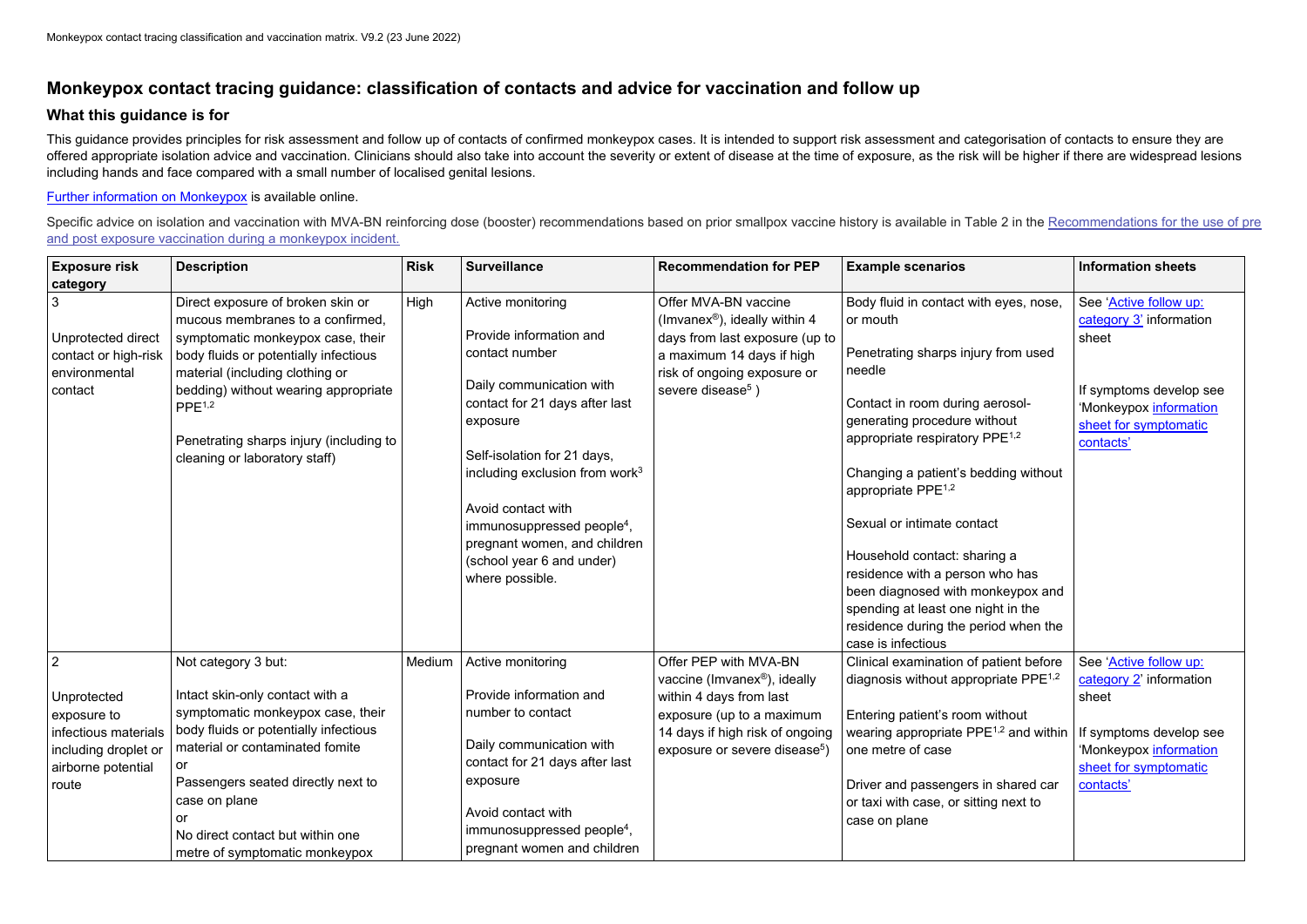# Monkeypox contact tracing guidance: classification of contacts and advice for vaccination and follow up

## What this guidance is for

This guidance provides principles for risk assessment and follow up of contacts of confirmed monkeypox cases. It is intended to support risk assessment and categorisation of contacts to ensure they are offered appropriate isolation advice and vaccination. Clinicians should also take into account the severity or extent of disease at the time of exposure, as the risk will be higher if there are widespread lesions including hands and face compared with a small number of localised genital lesions.

[Further information on Monkeypox](#) is available online.

Specific advice on isolation and vaccination with MVA-BN reinforcing dose (booster) recommendations based on prior smallpox vaccine history is available in Table 2 in the [Recommendations for the use of pre and post exposure vaccination during a monkeypox incident.](#)

| Exposure risk category | Description | Risk | Surveillance | Recommendation for PEP | Example scenarios | Information sheets |
|---|---|---|---|---|---|---|
| 3<br><br>Unprotected direct contact or high-risk environmental contact | Direct exposure of broken skin or mucous membranes to a confirmed, symptomatic monkeypox case, their body fluids or potentially infectious material (including clothing or bedding) without wearing appropriate PPE[1,2]<br><br>Penetrating sharps injury (including to cleaning or laboratory staff) | High | Active monitoring<br><br>Provide information and contact number<br><br>Daily communication with contact for 21 days after last exposure<br><br>Self-isolation for 21 days, including exclusion from work[3]<br><br>Avoid contact with immunosuppressed people[4], pregnant women, and children (school year 6 and under) where possible. | Offer MVA-BN vaccine (Imvanex®), ideally within 4 days from last exposure (up to a maximum 14 days if high risk of ongoing exposure or severe disease[5] ) | Body fluid in contact with eyes, nose, or mouth<br><br>Penetrating sharps injury from used needle<br><br>Contact in room during aerosol-generating procedure without appropriate respiratory PPE[1,2]<br><br>Changing a patient's bedding without appropriate PPE[1,2]<br><br>Sexual or intimate contact<br><br>Household contact: sharing a residence with a person who has been diagnosed with monkeypox and spending at least one night in the residence during the period when the case is infectious | See '[Active follow up: category 3](#)' information sheet<br><br>If symptoms develop see 'Monkeypox [information sheet for symptomatic contacts'](#) |
| 2<br><br>Unprotected exposure to infectious materials including droplet or airborne potential route | Not category 3 but:<br><br>Intact skin-only contact with a symptomatic monkeypox case, their body fluids or potentially infectious material or contaminated fomite<br>or<br>Passengers seated directly next to case on plane<br>or<br>No direct contact but within one metre of symptomatic monkeypox | Medium | Active monitoring<br><br>Provide information and number to contact<br><br>Daily communication with contact for 21 days after last exposure<br><br>Avoid contact with immunosuppressed people[4], pregnant women and children | Offer PEP with MVA-BN vaccine (Imvanex®), ideally within 4 days from last exposure (up to a maximum 14 days if high risk of ongoing exposure or severe disease[5]) | Clinical examination of patient before diagnosis without appropriate PPE[1,2]<br><br>Entering patient's room without wearing appropriate PPE[1,2] and within one metre of case<br><br>Driver and passengers in shared car or taxi with case, or sitting next to case on plane | See '[Active follow up: category 2](#)' information sheet<br><br>If symptoms develop see 'Monkeypox [information sheet for symptomatic contacts'](#) |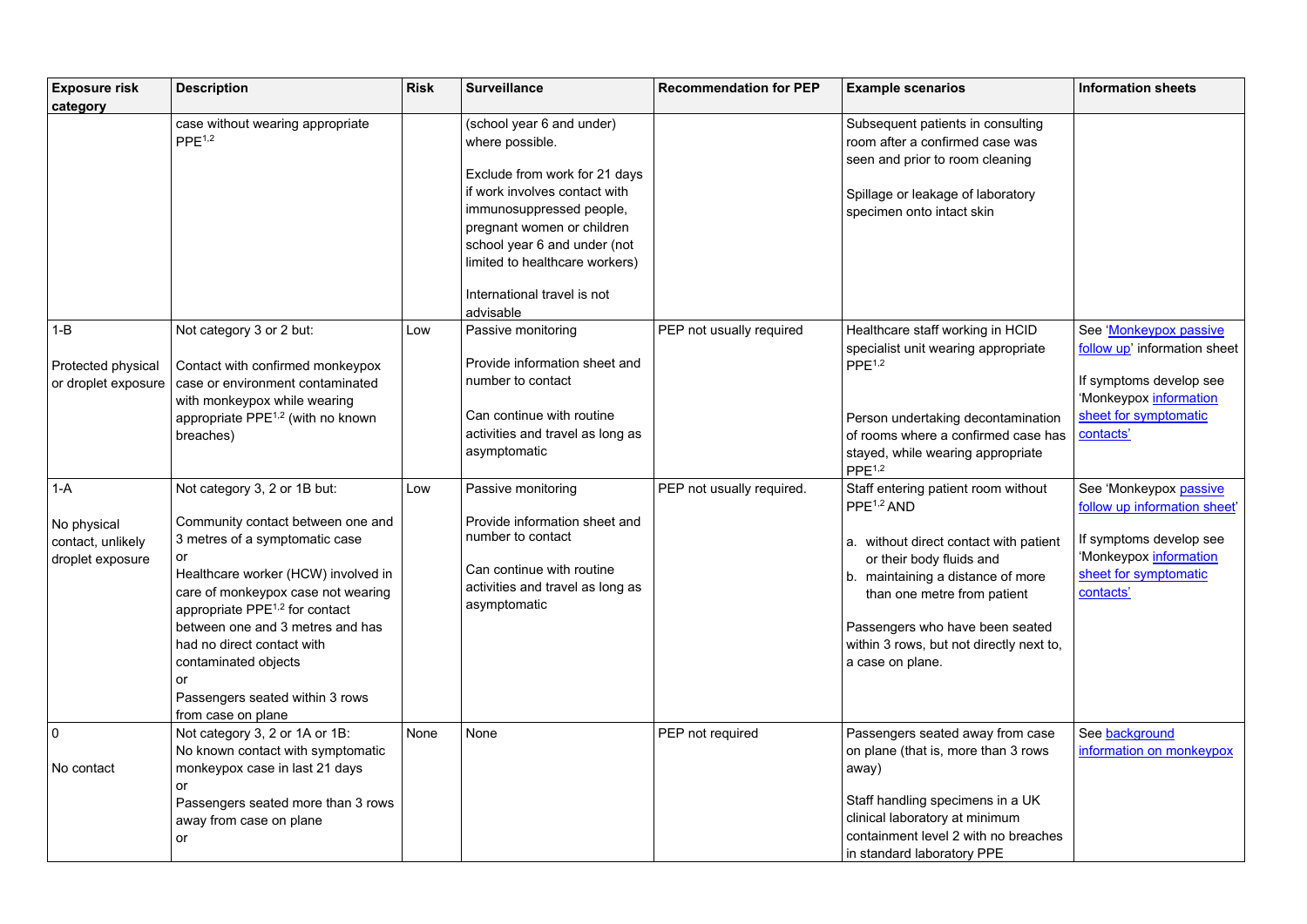| Exposure risk category | Description | Risk | Surveillance | Recommendation for PEP | Example scenarios | Information sheets |
|---|---|---|---|---|---|---|
| | case without wearing appropriate PPE[1,2] | | (school year 6 and under) where possible.<br><br>Exclude from work for 21 days if work involves contact with immunosuppressed people, pregnant women or children school year 6 and under (not limited to healthcare workers)<br><br>International travel is not advisable | | Subsequent patients in consulting room after a confirmed case was seen and prior to room cleaning<br><br>Spillage or leakage of laboratory specimen onto intact skin | |
| 1-B<br><br>Protected physical or droplet exposure | Not category 3 or 2 but:<br><br>Contact with confirmed monkeypox case or environment contaminated with monkeypox while wearing appropriate PPE[1,2] (with no known breaches) | Low | Passive monitoring<br><br>Provide information sheet and number to contact<br><br>Can continue with routine activities and travel as long as asymptomatic | PEP not usually required | Healthcare staff working in HCID specialist unit wearing appropriate PPE[1,2]<br><br>Person undertaking decontamination of rooms where a confirmed case has stayed, while wearing appropriate PPE[1,2] | See 'Monkeypox passive follow up' information sheet<br><br>If symptoms develop see 'Monkeypox information sheet for symptomatic contacts' |
| 1-A<br><br>No physical contact, unlikely droplet exposure | Not category 3, 2 or 1B but:<br><br>Community contact between one and 3 metres of a symptomatic case<br>or<br>Healthcare worker (HCW) involved in care of monkeypox case not wearing appropriate PPE[1,2] for contact between one and 3 metres and has had no direct contact with contaminated objects<br>or<br>Passengers seated within 3 rows from case on plane | Low | Passive monitoring<br><br>Provide information sheet and number to contact<br><br>Can continue with routine activities and travel as long as asymptomatic | PEP not usually required. | Staff entering patient room without PPE[1,2] AND<br><br>a. without direct contact with patient or their body fluids and<br>b. maintaining a distance of more than one metre from patient<br><br>Passengers who have been seated within 3 rows, but not directly next to, a case on plane. | See 'Monkeypox passive follow up information sheet'<br><br>If symptoms develop see 'Monkeypox information sheet for symptomatic contacts' |
| 0<br><br>No contact | Not category 3, 2 or 1A or 1B:<br>No known contact with symptomatic monkeypox case in last 21 days<br>or<br>Passengers seated more than 3 rows away from case on plane<br>or | None | None | PEP not required | Passengers seated away from case on plane (that is, more than 3 rows away)<br><br>Staff handling specimens in a UK clinical laboratory at minimum containment level 2 with no breaches in standard laboratory PPE | See background information on monkeypox |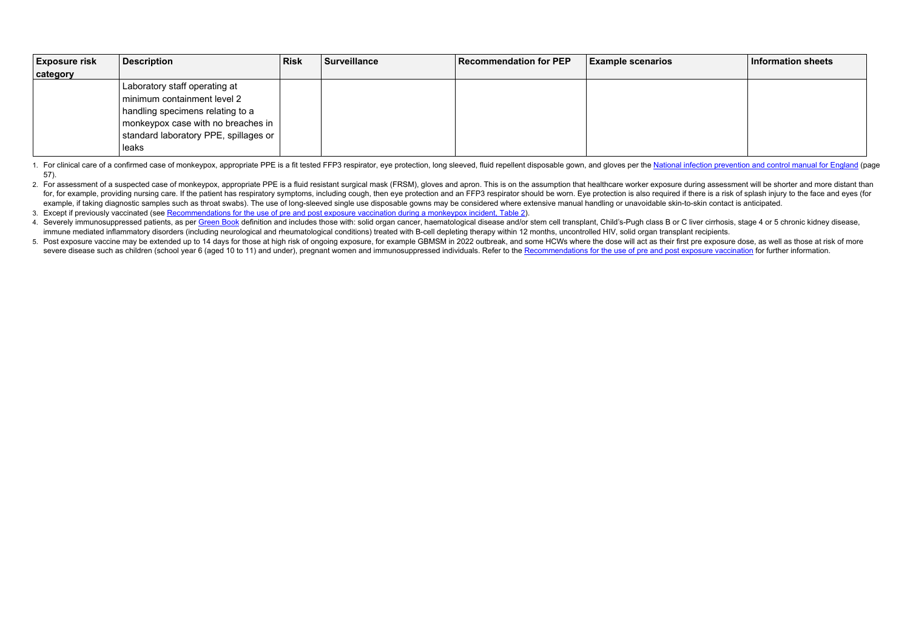| Exposure risk category | Description | Risk | Surveillance | Recommendation for PEP | Example scenarios | Information sheets |
|---|---|---|---|---|---|---|
| | Laboratory staff operating at minimum containment level 2 handling specimens relating to a monkeypox case with no breaches in standard laboratory PPE, spillages or leaks | | | | | |

1. For clinical care of a confirmed case of monkeypox, appropriate PPE is a fit tested FFP3 respirator, eye protection, long sleeved, fluid repellent disposable gown, and gloves per the [National infection prevention and control manual for England] (page 57).
2. For assessment of a suspected case of monkeypox, appropriate PPE is a fluid resistant surgical mask (FRSM), gloves and apron. This is on the assumption that healthcare worker exposure during assessment will be shorter and more distant than for, for example, providing nursing care. If the patient has respiratory symptoms, including cough, then eye protection and an FFP3 respirator should be worn. Eye protection is also required if there is a risk of splash injury to the face and eyes (for example, if taking diagnostic samples such as throat swabs). The use of long-sleeved single use disposable gowns may be considered where extensive manual handling or unavoidable skin-to-skin contact is anticipated.
3. Except if previously vaccinated (see [Recommendations for the use of pre and post exposure vaccination during a monkeypox incident, Table 2]).
4. Severely immunosuppressed patients, as per [Green Book] definition and includes those with: solid organ cancer, haematological disease and/or stem cell transplant, Child's-Pugh class B or C liver cirrhosis, stage 4 or 5 chronic kidney disease, immune mediated inflammatory disorders (including neurological and rheumatological conditions) treated with B-cell depleting therapy within 12 months, uncontrolled HIV, solid organ transplant recipients.
5. Post exposure vaccine may be extended up to 14 days for those at high risk of ongoing exposure, for example GBMSM in 2022 outbreak, and some HCWs where the dose will act as their first pre exposure dose, as well as those at risk of more severe disease such as children (school year 6 (aged 10 to 11) and under), pregnant women and immunosuppressed individuals. Refer to the [Recommendations for the use of pre and post exposure vaccination] for further information.